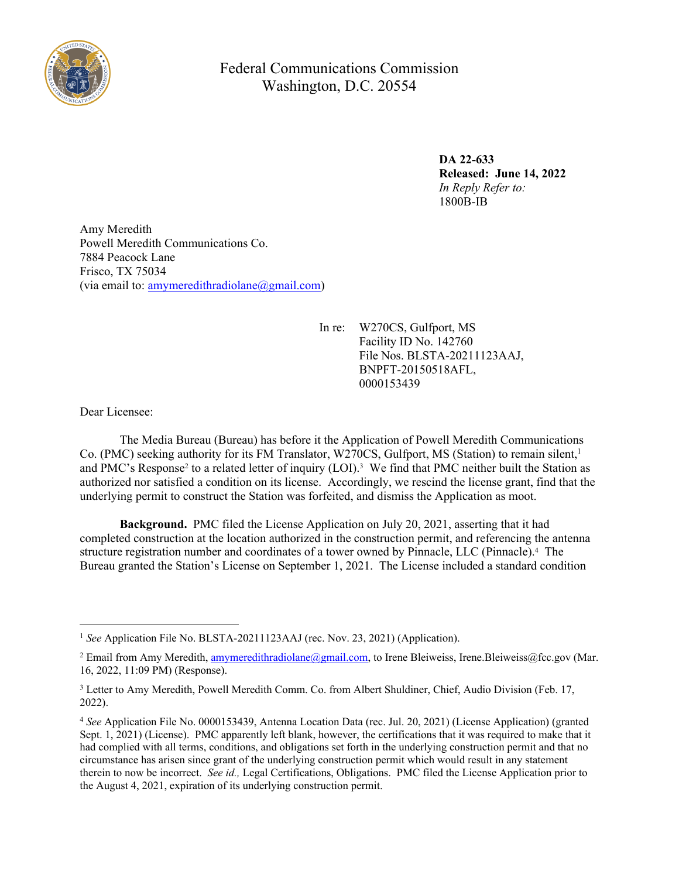Federal Communications Commission
Washington, D.C. 20554

**DA 22-633**
**Released: June 14, 2022**
*In Reply Refer to:*
1800B-IB

Amy Meredith
Powell Meredith Communications Co.
7884 Peacock Lane
Frisco, TX 75034
(via email to: amymeredithradiolane@gmail.com)

In re: W270CS, Gulfport, MS
Facility ID No. 142760
File Nos. BLSTA-20211123AAJ,
BNPFT-20150518AFL,
0000153439

Dear Licensee:

The Media Bureau (Bureau) has before it the Application of Powell Meredith Communications Co. (PMC) seeking authority for its FM Translator, W270CS, Gulfport, MS (Station) to remain silent,[1] and PMC's Response[2] to a related letter of inquiry (LOI).[3] We find that PMC neither built the Station as authorized nor satisfied a condition on its license. Accordingly, we rescind the license grant, find that the underlying permit to construct the Station was forfeited, and dismiss the Application as moot.

**Background.** PMC filed the License Application on July 20, 2021, asserting that it had completed construction at the location authorized in the construction permit, and referencing the antenna structure registration number and coordinates of a tower owned by Pinnacle, LLC (Pinnacle).[4] The Bureau granted the Station's License on September 1, 2021. The License included a standard condition

---

[1] *See* Application File No. BLSTA-20211123AAJ (rec. Nov. 23, 2021) (Application).

[2] Email from Amy Meredith, amymeredithradiolane@gmail.com, to Irene Bleiweiss, Irene.Bleiweiss@fcc.gov (Mar. 16, 2022, 11:09 PM) (Response).

[3] Letter to Amy Meredith, Powell Meredith Comm. Co. from Albert Shuldiner, Chief, Audio Division (Feb. 17, 2022).

[4] *See* Application File No. 0000153439, Antenna Location Data (rec. Jul. 20, 2021) (License Application) (granted Sept. 1, 2021) (License). PMC apparently left blank, however, the certifications that it was required to make that it had complied with all terms, conditions, and obligations set forth in the underlying construction permit and that no circumstance has arisen since grant of the underlying construction permit which would result in any statement therein to now be incorrect. *See id.,* Legal Certifications, Obligations. PMC filed the License Application prior to the August 4, 2021, expiration of its underlying construction permit.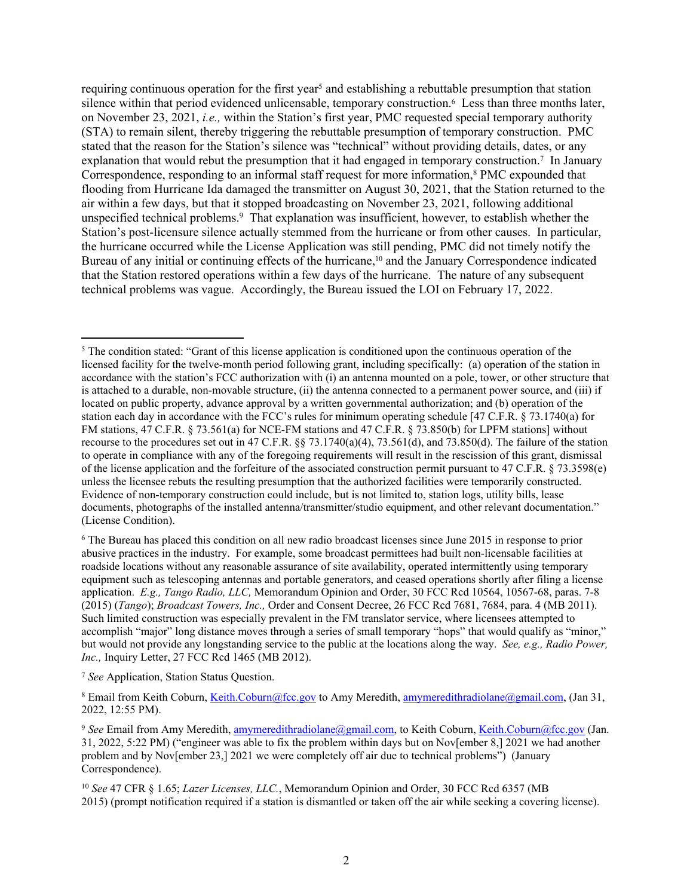requiring continuous operation for the first year[5] and establishing a rebuttable presumption that station silence within that period evidenced unlicensable, temporary construction.[6] Less than three months later, on November 23, 2021, *i.e.,* within the Station's first year, PMC requested special temporary authority (STA) to remain silent, thereby triggering the rebuttable presumption of temporary construction. PMC stated that the reason for the Station's silence was "technical" without providing details, dates, or any explanation that would rebut the presumption that it had engaged in temporary construction.[7] In January Correspondence, responding to an informal staff request for more information,[8] PMC expounded that flooding from Hurricane Ida damaged the transmitter on August 30, 2021, that the Station returned to the air within a few days, but that it stopped broadcasting on November 23, 2021, following additional unspecified technical problems.[9] That explanation was insufficient, however, to establish whether the Station's post-licensure silence actually stemmed from the hurricane or from other causes. In particular, the hurricane occurred while the License Application was still pending, PMC did not timely notify the Bureau of any initial or continuing effects of the hurricane,[10] and the January Correspondence indicated that the Station restored operations within a few days of the hurricane. The nature of any subsequent technical problems was vague. Accordingly, the Bureau issued the LOI on February 17, 2022.

---

[5] The condition stated: "Grant of this license application is conditioned upon the continuous operation of the licensed facility for the twelve-month period following grant, including specifically: (a) operation of the station in accordance with the station's FCC authorization with (i) an antenna mounted on a pole, tower, or other structure that is attached to a durable, non-movable structure, (ii) the antenna connected to a permanent power source, and (iii) if located on public property, advance approval by a written governmental authorization; and (b) operation of the station each day in accordance with the FCC's rules for minimum operating schedule [47 C.F.R. § 73.1740(a) for FM stations, 47 C.F.R. § 73.561(a) for NCE-FM stations and 47 C.F.R. § 73.850(b) for LPFM stations] without recourse to the procedures set out in 47 C.F.R. §§ 73.1740(a)(4), 73.561(d), and 73.850(d). The failure of the station to operate in compliance with any of the foregoing requirements will result in the rescission of this grant, dismissal of the license application and the forfeiture of the associated construction permit pursuant to 47 C.F.R. § 73.3598(e) unless the licensee rebuts the resulting presumption that the authorized facilities were temporarily constructed. Evidence of non-temporary construction could include, but is not limited to, station logs, utility bills, lease documents, photographs of the installed antenna/transmitter/studio equipment, and other relevant documentation." (License Condition).

[6] The Bureau has placed this condition on all new radio broadcast licenses since June 2015 in response to prior abusive practices in the industry. For example, some broadcast permittees had built non-licensable facilities at roadside locations without any reasonable assurance of site availability, operated intermittently using temporary equipment such as telescoping antennas and portable generators, and ceased operations shortly after filing a license application. *E.g., Tango Radio, LLC,* Memorandum Opinion and Order, 30 FCC Rcd 10564, 10567-68, paras. 7-8 (2015) (*Tango*); *Broadcast Towers, Inc.,* Order and Consent Decree, 26 FCC Rcd 7681, 7684, para. 4 (MB 2011). Such limited construction was especially prevalent in the FM translator service, where licensees attempted to accomplish "major" long distance moves through a series of small temporary "hops" that would qualify as "minor," but would not provide any longstanding service to the public at the locations along the way. *See, e.g., Radio Power, Inc.,* Inquiry Letter, 27 FCC Rcd 1465 (MB 2012).

[7] *See* Application, Station Status Question.

[8] Email from Keith Coburn, Keith.Coburn@fcc.gov to Amy Meredith, amymeredithradiolane@gmail.com, (Jan 31, 2022, 12:55 PM).

[9] *See* Email from Amy Meredith, amymeredithradiolane@gmail.com, to Keith Coburn, Keith.Coburn@fcc.gov (Jan. 31, 2022, 5:22 PM) ("engineer was able to fix the problem within days but on Nov[ember 8,] 2021 we had another problem and by Nov[ember 23,] 2021 we were completely off air due to technical problems") (January Correspondence).

[10] *See* 47 CFR § 1.65; *Lazer Licenses, LLC.*, Memorandum Opinion and Order, 30 FCC Rcd 6357 (MB 2015) (prompt notification required if a station is dismantled or taken off the air while seeking a covering license).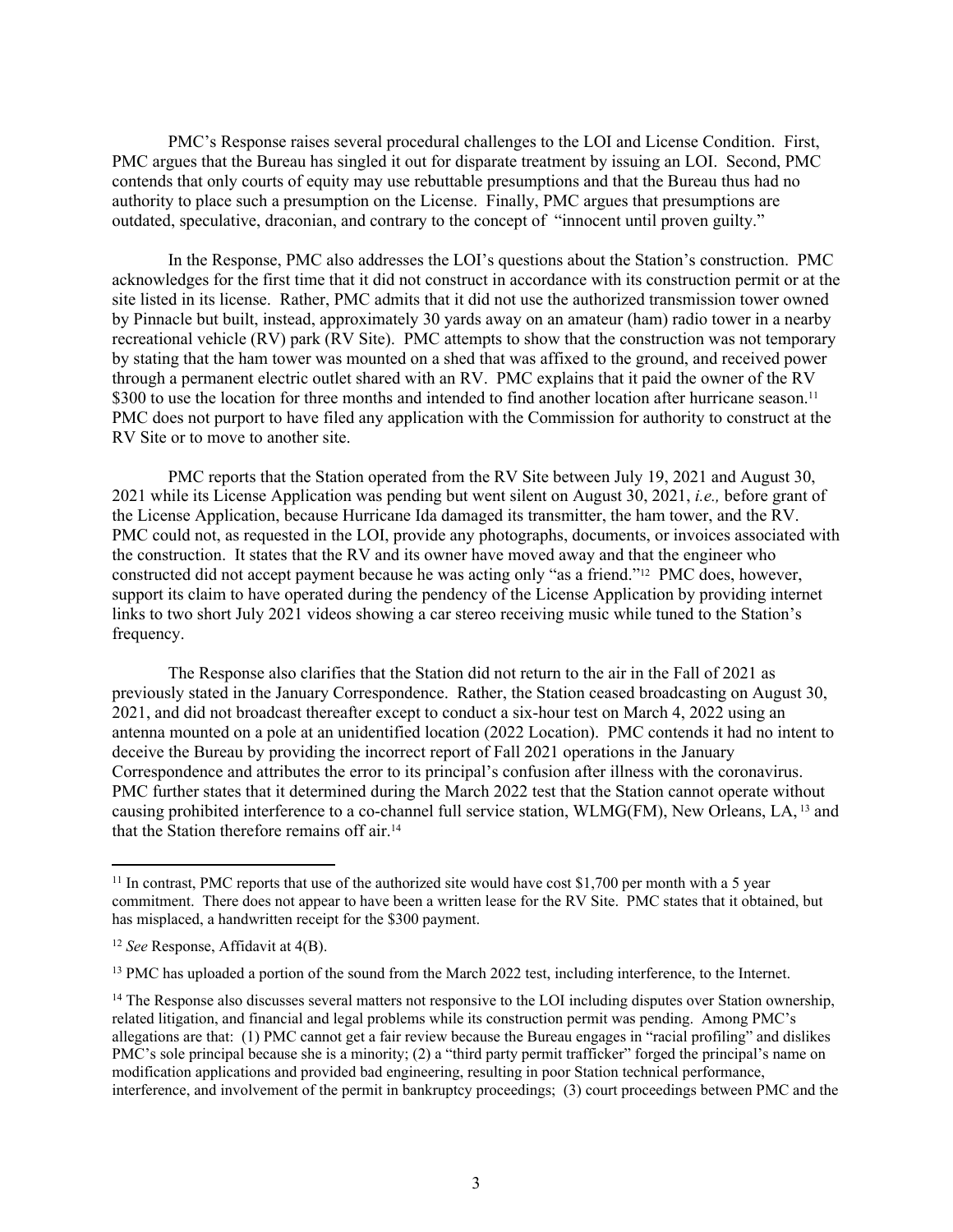PMC's Response raises several procedural challenges to the LOI and License Condition. First, PMC argues that the Bureau has singled it out for disparate treatment by issuing an LOI. Second, PMC contends that only courts of equity may use rebuttable presumptions and that the Bureau thus had no authority to place such a presumption on the License. Finally, PMC argues that presumptions are outdated, speculative, draconian, and contrary to the concept of "innocent until proven guilty."

In the Response, PMC also addresses the LOI's questions about the Station's construction. PMC acknowledges for the first time that it did not construct in accordance with its construction permit or at the site listed in its license. Rather, PMC admits that it did not use the authorized transmission tower owned by Pinnacle but built, instead, approximately 30 yards away on an amateur (ham) radio tower in a nearby recreational vehicle (RV) park (RV Site). PMC attempts to show that the construction was not temporary by stating that the ham tower was mounted on a shed that was affixed to the ground, and received power through a permanent electric outlet shared with an RV. PMC explains that it paid the owner of the RV $300 to use the location for three months and intended to find another location after hurricane season.[11] PMC does not purport to have filed any application with the Commission for authority to construct at the RV Site or to move to another site.

PMC reports that the Station operated from the RV Site between July 19, 2021 and August 30, 2021 while its License Application was pending but went silent on August 30, 2021, *i.e.,* before grant of the License Application, because Hurricane Ida damaged its transmitter, the ham tower, and the RV. PMC could not, as requested in the LOI, provide any photographs, documents, or invoices associated with the construction. It states that the RV and its owner have moved away and that the engineer who constructed did not accept payment because he was acting only "as a friend."[12] PMC does, however, support its claim to have operated during the pendency of the License Application by providing internet links to two short July 2021 videos showing a car stereo receiving music while tuned to the Station's frequency.

The Response also clarifies that the Station did not return to the air in the Fall of 2021 as previously stated in the January Correspondence. Rather, the Station ceased broadcasting on August 30, 2021, and did not broadcast thereafter except to conduct a six-hour test on March 4, 2022 using an antenna mounted on a pole at an unidentified location (2022 Location). PMC contends it had no intent to deceive the Bureau by providing the incorrect report of Fall 2021 operations in the January Correspondence and attributes the error to its principal's confusion after illness with the coronavirus. PMC further states that it determined during the March 2022 test that the Station cannot operate without causing prohibited interference to a co-channel full service station, WLMG(FM), New Orleans, LA,[13] and that the Station therefore remains off air.[14]

---

[11] In contrast, PMC reports that use of the authorized site would have cost $1,700 per month with a 5 year commitment. There does not appear to have been a written lease for the RV Site. PMC states that it obtained, but has misplaced, a handwritten receipt for the $300 payment.

[12] *See* Response, Affidavit at 4(B).

[13] PMC has uploaded a portion of the sound from the March 2022 test, including interference, to the Internet.

[14] The Response also discusses several matters not responsive to the LOI including disputes over Station ownership, related litigation, and financial and legal problems while its construction permit was pending. Among PMC's allegations are that: (1) PMC cannot get a fair review because the Bureau engages in "racial profiling" and dislikes PMC's sole principal because she is a minority; (2) a "third party permit trafficker" forged the principal's name on modification applications and provided bad engineering, resulting in poor Station technical performance, interference, and involvement of the permit in bankruptcy proceedings; (3) court proceedings between PMC and the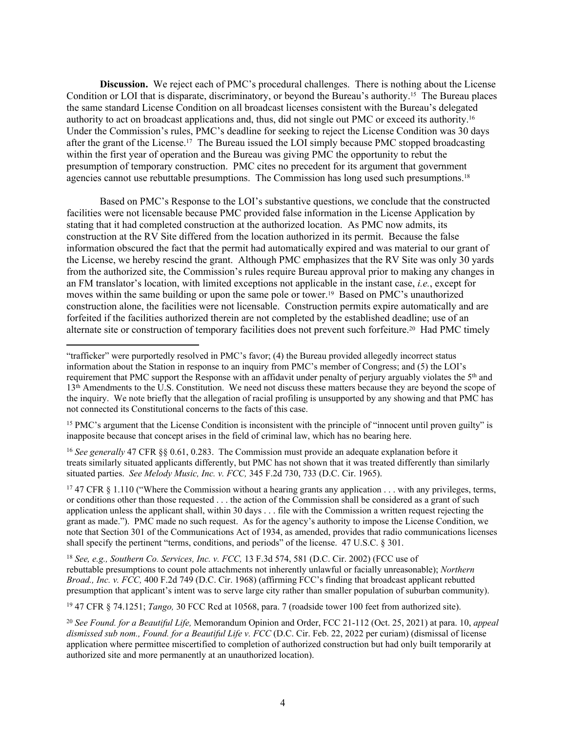**Discussion.** We reject each of PMC's procedural challenges. There is nothing about the License Condition or LOI that is disparate, discriminatory, or beyond the Bureau's authority.[15] The Bureau places the same standard License Condition on all broadcast licenses consistent with the Bureau's delegated authority to act on broadcast applications and, thus, did not single out PMC or exceed its authority.[16] Under the Commission's rules, PMC's deadline for seeking to reject the License Condition was 30 days after the grant of the License.[17] The Bureau issued the LOI simply because PMC stopped broadcasting within the first year of operation and the Bureau was giving PMC the opportunity to rebut the presumption of temporary construction. PMC cites no precedent for its argument that government agencies cannot use rebuttable presumptions. The Commission has long used such presumptions.[18]

Based on PMC's Response to the LOI's substantive questions, we conclude that the constructed facilities were not licensable because PMC provided false information in the License Application by stating that it had completed construction at the authorized location. As PMC now admits, its construction at the RV Site differed from the location authorized in its permit. Because the false information obscured the fact that the permit had automatically expired and was material to our grant of the License, we hereby rescind the grant. Although PMC emphasizes that the RV Site was only 30 yards from the authorized site, the Commission's rules require Bureau approval prior to making any changes in an FM translator's location, with limited exceptions not applicable in the instant case, *i.e.*, except for moves within the same building or upon the same pole or tower.[19] Based on PMC's unauthorized construction alone, the facilities were not licensable. Construction permits expire automatically and are forfeited if the facilities authorized therein are not completed by the established deadline; use of an alternate site or construction of temporary facilities does not prevent such forfeiture.[20] Had PMC timely

---

"trafficker" were purportedly resolved in PMC's favor; (4) the Bureau provided allegedly incorrect status information about the Station in response to an inquiry from PMC's member of Congress; and (5) the LOI's requirement that PMC support the Response with an affidavit under penalty of perjury arguably violates the 5th and 13th Amendments to the U.S. Constitution. We need not discuss these matters because they are beyond the scope of the inquiry. We note briefly that the allegation of racial profiling is unsupported by any showing and that PMC has not connected its Constitutional concerns to the facts of this case.

[15] PMC's argument that the License Condition is inconsistent with the principle of "innocent until proven guilty" is inapposite because that concept arises in the field of criminal law, which has no bearing here.

[16] *See generally* 47 CFR §§ 0.61, 0.283. The Commission must provide an adequate explanation before it treats similarly situated applicants differently, but PMC has not shown that it was treated differently than similarly situated parties. *See Melody Music, Inc. v. FCC,* 345 F.2d 730, 733 (D.C. Cir. 1965).

[17] 47 CFR § 1.110 ("Where the Commission without a hearing grants any application . . . with any privileges, terms, or conditions other than those requested . . . the action of the Commission shall be considered as a grant of such application unless the applicant shall, within 30 days . . . file with the Commission a written request rejecting the grant as made."). PMC made no such request. As for the agency's authority to impose the License Condition, we note that Section 301 of the Communications Act of 1934, as amended, provides that radio communications licenses shall specify the pertinent "terms, conditions, and periods" of the license. 47 U.S.C. § 301.

[18] *See, e.g., Southern Co. Services, Inc. v. FCC,* 13 F.3d 574, 581 (D.C. Cir. 2002) (FCC use of rebuttable presumptions to count pole attachments not inherently unlawful or facially unreasonable); *Northern Broad., Inc. v. FCC,* 400 F.2d 749 (D.C. Cir. 1968) (affirming FCC's finding that broadcast applicant rebutted presumption that applicant's intent was to serve large city rather than smaller population of suburban community).

[19] 47 CFR § 74.1251; *Tango,* 30 FCC Rcd at 10568, para. 7 (roadside tower 100 feet from authorized site).

[20] *See Found. for a Beautiful Life,* Memorandum Opinion and Order, FCC 21-112 (Oct. 25, 2021) at para. 10, *appeal dismissed sub nom., Found. for a Beautiful Life v. FCC* (D.C. Cir. Feb. 22, 2022 per curiam) (dismissal of license application where permittee miscertified to completion of authorized construction but had only built temporarily at authorized site and more permanently at an unauthorized location).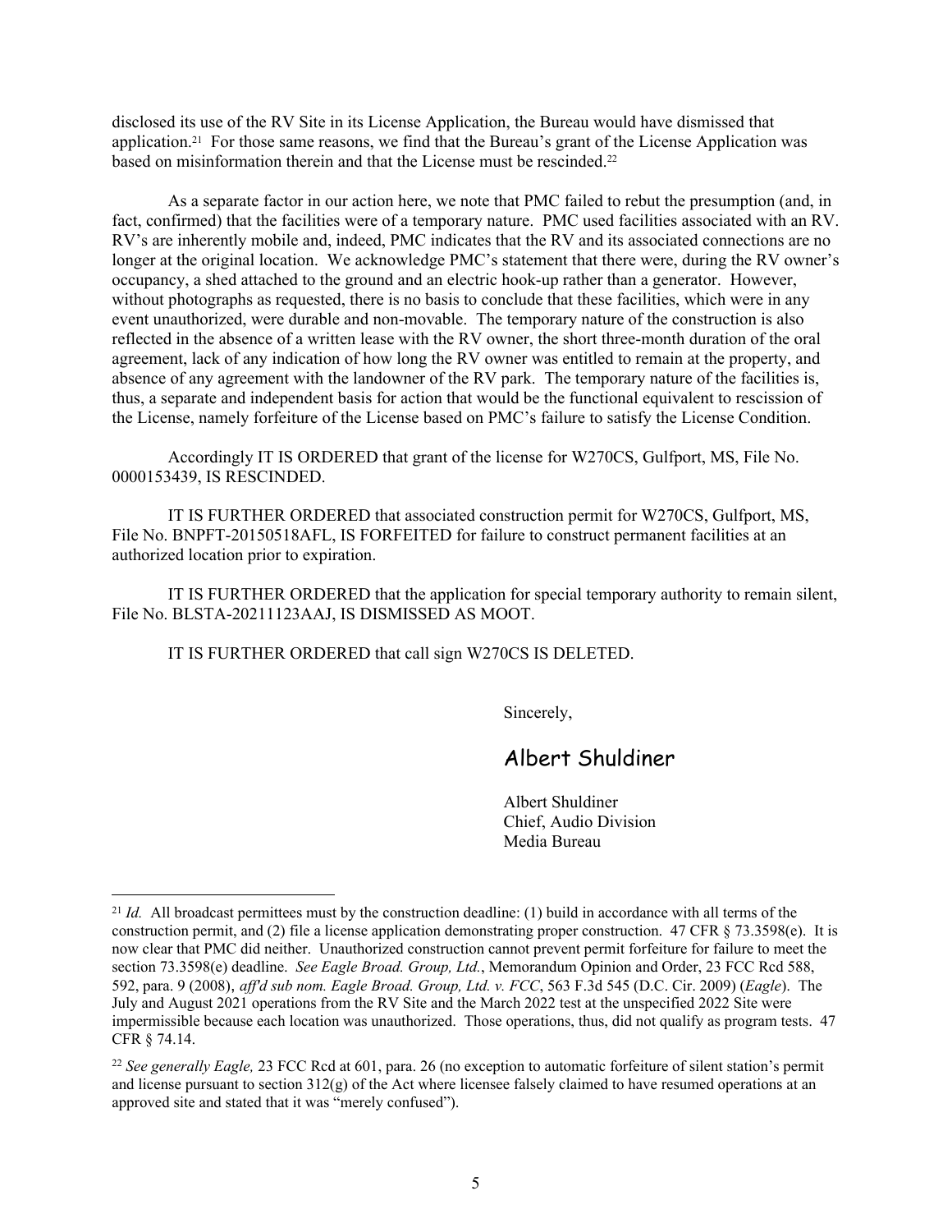disclosed its use of the RV Site in its License Application, the Bureau would have dismissed that application.[21] For those same reasons, we find that the Bureau's grant of the License Application was based on misinformation therein and that the License must be rescinded.[22]

As a separate factor in our action here, we note that PMC failed to rebut the presumption (and, in fact, confirmed) that the facilities were of a temporary nature. PMC used facilities associated with an RV. RV's are inherently mobile and, indeed, PMC indicates that the RV and its associated connections are no longer at the original location. We acknowledge PMC's statement that there were, during the RV owner's occupancy, a shed attached to the ground and an electric hook-up rather than a generator. However, without photographs as requested, there is no basis to conclude that these facilities, which were in any event unauthorized, were durable and non-movable. The temporary nature of the construction is also reflected in the absence of a written lease with the RV owner, the short three-month duration of the oral agreement, lack of any indication of how long the RV owner was entitled to remain at the property, and absence of any agreement with the landowner of the RV park. The temporary nature of the facilities is, thus, a separate and independent basis for action that would be the functional equivalent to rescission of the License, namely forfeiture of the License based on PMC's failure to satisfy the License Condition.

Accordingly IT IS ORDERED that grant of the license for W270CS, Gulfport, MS, File No. 0000153439, IS RESCINDED.

IT IS FURTHER ORDERED that associated construction permit for W270CS, Gulfport, MS, File No. BNPFT-20150518AFL, IS FORFEITED for failure to construct permanent facilities at an authorized location prior to expiration.

IT IS FURTHER ORDERED that the application for special temporary authority to remain silent, File No. BLSTA-20211123AAJ, IS DISMISSED AS MOOT.

IT IS FURTHER ORDERED that call sign W270CS IS DELETED.

Sincerely,

Albert Shuldiner

Albert Shuldiner
Chief, Audio Division
Media Bureau

---

[21] *Id.* All broadcast permittees must by the construction deadline: (1) build in accordance with all terms of the construction permit, and (2) file a license application demonstrating proper construction. 47 CFR § 73.3598(e). It is now clear that PMC did neither. Unauthorized construction cannot prevent permit forfeiture for failure to meet the section 73.3598(e) deadline. *See Eagle Broad. Group, Ltd.*, Memorandum Opinion and Order, 23 FCC Rcd 588, 592, para. 9 (2008), *aff'd sub nom. Eagle Broad. Group, Ltd. v. FCC*, 563 F.3d 545 (D.C. Cir. 2009) (*Eagle*). The July and August 2021 operations from the RV Site and the March 2022 test at the unspecified 2022 Site were impermissible because each location was unauthorized. Those operations, thus, did not qualify as program tests. 47 CFR § 74.14.

[22] *See generally Eagle,* 23 FCC Rcd at 601, para. 26 (no exception to automatic forfeiture of silent station's permit and license pursuant to section 312(g) of the Act where licensee falsely claimed to have resumed operations at an approved site and stated that it was "merely confused").